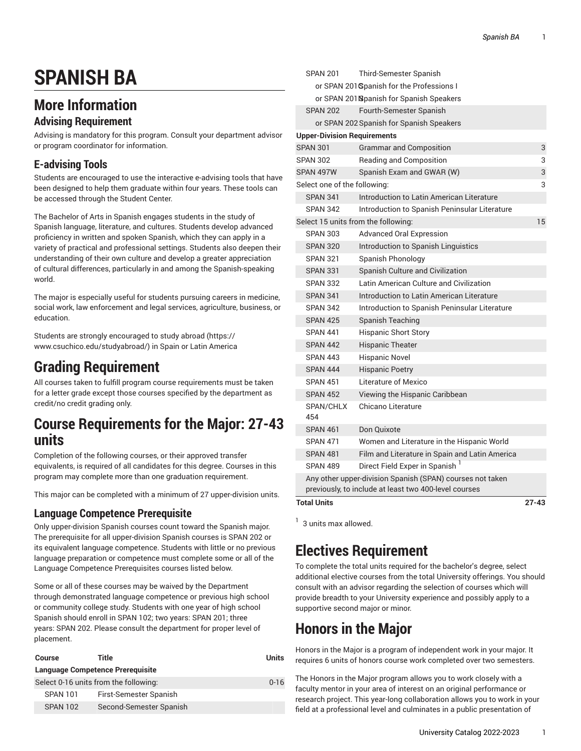# SPANISH BA

## More Information

### Advising Requirement

Advising is mandatory for this program. Consult your department advisor or program coordinator for information.

### E-advising Tools

Students are encouraged to use the interactive e-advising tools that have been designed to help them graduate within four years. These tools can be accessed through the Student Center.

The Bachelor of Arts in Spanish engages students in the study of Spanish language, literature, and cultures. Students develop advanced proficiency in written and spoken Spanish, which they can apply in a variety of practical and professional settings. Students also deepen their understanding of their own culture and develop a greater appreciation of cultural differences, particularly in and among the Spanish-speaking world.

The major is especially useful for students pursuing careers in medicine, social work, law enforcement and legal services, agriculture, business, or education.

Students are strongly encouraged to study abroad (https://www.csuchico.edu/studyabroad/) in Spain or Latin America

# Grading Requirement

All courses taken to fulfill program course requirements must be taken for a letter grade except those courses specified by the department as credit/no credit grading only.

# Course Requirements for the Major: 27-43 units

Completion of the following courses, or their approved transfer equivalents, is required of all candidates for this degree. Courses in this program may complete more than one graduation requirement.

This major can be completed with a minimum of 27 upper-division units.

### Language Competence Prerequisite

Only upper-division Spanish courses count toward the Spanish major. The prerequisite for all upper-division Spanish courses is SPAN 202 or its equivalent language competence. Students with little or no previous language preparation or competence must complete some or all of the Language Competence Prerequisites courses listed below.

Some or all of these courses may be waived by the Department through demonstrated language competence or previous high school or community college study. Students with one year of high school Spanish should enroll in SPAN 102; two years: SPAN 201; three years: SPAN 202. Please consult the department for proper level of placement.

| Course | Title | Units |
|---|---|---|
| **Language Competence Prerequisite** | | |
| Select 0-16 units from the following: | | 0-16 |
| SPAN 101 | First-Semester Spanish | |
| SPAN 102 | Second-Semester Spanish | |
| SPAN 201 | Third-Semester Spanish | |
| or SPAN 201C | Spanish for the Professions I | |
| or SPAN 201N | Spanish for Spanish Speakers | |
| SPAN 202 | Fourth-Semester Spanish | |
| or SPAN 202 | Spanish for Spanish Speakers | |
| **Upper-Division Requirements** | | |
| SPAN 301 | Grammar and Composition | 3 |
| SPAN 302 | Reading and Composition | 3 |
| SPAN 497W | Spanish Exam and GWAR (W) | 3 |
| Select one of the following: | | 3 |
| SPAN 341 | Introduction to Latin American Literature | |
| SPAN 342 | Introduction to Spanish Peninsular Literature | |
| Select 15 units from the following: | | 15 |
| SPAN 303 | Advanced Oral Expression | |
| SPAN 320 | Introduction to Spanish Linguistics | |
| SPAN 321 | Spanish Phonology | |
| SPAN 331 | Spanish Culture and Civilization | |
| SPAN 332 | Latin American Culture and Civilization | |
| SPAN 341 | Introduction to Latin American Literature | |
| SPAN 342 | Introduction to Spanish Peninsular Literature | |
| SPAN 425 | Spanish Teaching | |
| SPAN 441 | Hispanic Short Story | |
| SPAN 442 | Hispanic Theater | |
| SPAN 443 | Hispanic Novel | |
| SPAN 444 | Hispanic Poetry | |
| SPAN 451 | Literature of Mexico | |
| SPAN 452 | Viewing the Hispanic Caribbean | |
| SPAN/CHLX 454 | Chicano Literature | |
| SPAN 461 | Don Quixote | |
| SPAN 471 | Women and Literature in the Hispanic World | |
| SPAN 481 | Film and Literature in Spain and Latin America | |
| SPAN 489 | Direct Field Exper in Spanish [1] | |
| Any other upper-division Spanish (SPAN) courses not taken previously, to include at least two 400-level courses | | |
| **Total Units** | | **27-43** |

[1] 3 units max allowed.

# Electives Requirement

To complete the total units required for the bachelor's degree, select additional elective courses from the total University offerings. You should consult with an advisor regarding the selection of courses which will provide breadth to your University experience and possibly apply to a supportive second major or minor.

# Honors in the Major

Honors in the Major is a program of independent work in your major. It requires 6 units of honors course work completed over two semesters.

The Honors in the Major program allows you to work closely with a faculty mentor in your area of interest on an original performance or research project. This year-long collaboration allows you to work in your field at a professional level and culminates in a public presentation of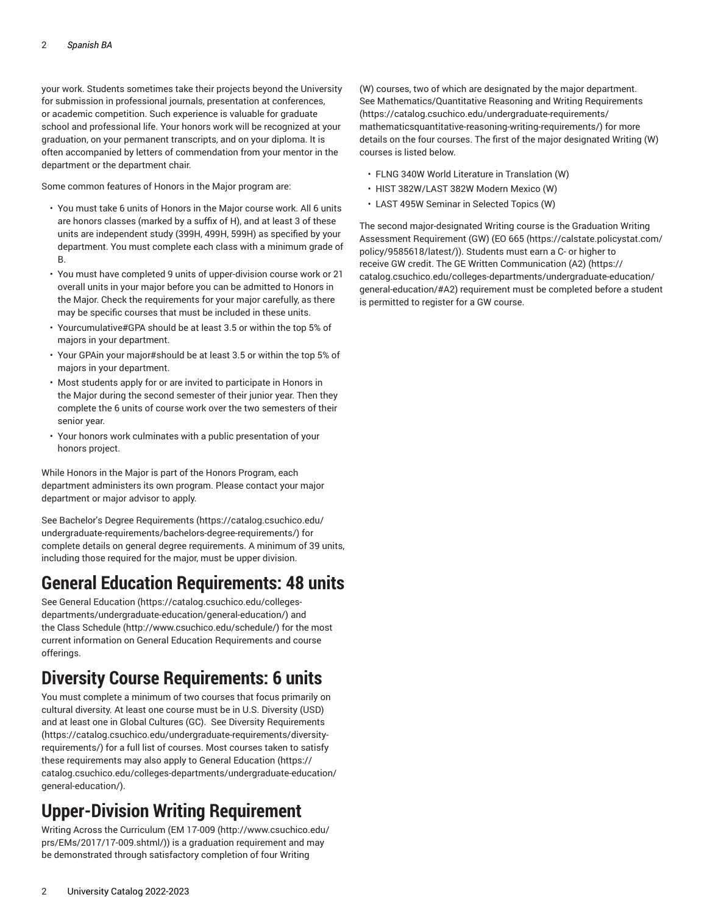your work. Students sometimes take their projects beyond the University for submission in professional journals, presentation at conferences, or academic competition. Such experience is valuable for graduate school and professional life. Your honors work will be recognized at your graduation, on your permanent transcripts, and on your diploma. It is often accompanied by letters of commendation from your mentor in the department or the department chair.

Some common features of Honors in the Major program are:

- You must take 6 units of Honors in the Major course work. All 6 units are honors classes (marked by a suffix of H), and at least 3 of these units are independent study (399H, 499H, 599H) as specified by your department. You must complete each class with a minimum grade of B.
- You must have completed 9 units of upper-division course work or 21 overall units in your major before you can be admitted to Honors in the Major. Check the requirements for your major carefully, as there may be specific courses that must be included in these units.
- Yourcumulative#GPA should be at least 3.5 or within the top 5% of majors in your department.
- Your GPAin your major#should be at least 3.5 or within the top 5% of majors in your department.
- Most students apply for or are invited to participate in Honors in the Major during the second semester of their junior year. Then they complete the 6 units of course work over the two semesters of their senior year.
- Your honors work culminates with a public presentation of your honors project.

While Honors in the Major is part of the Honors Program, each department administers its own program. Please contact your major department or major advisor to apply.

See Bachelor's Degree Requirements (https://catalog.csuchico.edu/undergraduate-requirements/bachelors-degree-requirements/) for complete details on general degree requirements. A minimum of 39 units, including those required for the major, must be upper division.

## General Education Requirements: 48 units

See General Education (https://catalog.csuchico.edu/colleges-departments/undergraduate-education/general-education/) and the Class Schedule (http://www.csuchico.edu/schedule/) for the most current information on General Education Requirements and course offerings.

## Diversity Course Requirements: 6 units

You must complete a minimum of two courses that focus primarily on cultural diversity. At least one course must be in U.S. Diversity (USD) and at least one in Global Cultures (GC). See Diversity Requirements (https://catalog.csuchico.edu/undergraduate-requirements/diversity-requirements/) for a full list of courses. Most courses taken to satisfy these requirements may also apply to General Education (https://catalog.csuchico.edu/colleges-departments/undergraduate-education/general-education/).

## Upper-Division Writing Requirement

Writing Across the Curriculum (EM 17-009 (http://www.csuchico.edu/prs/EMs/2017/17-009.shtml/)) is a graduation requirement and may be demonstrated through satisfactory completion of four Writing (W) courses, two of which are designated by the major department. See Mathematics/Quantitative Reasoning and Writing Requirements (https://catalog.csuchico.edu/undergraduate-requirements/mathematicsquantitative-reasoning-writing-requirements/) for more details on the four courses. The first of the major designated Writing (W) courses is listed below.

- FLNG 340W World Literature in Translation (W)
- HIST 382W/LAST 382W Modern Mexico (W)
- LAST 495W Seminar in Selected Topics (W)

The second major-designated Writing course is the Graduation Writing Assessment Requirement (GW) (EO 665 (https://calstate.policystat.com/policy/9585618/latest/)). Students must earn a C- or higher to receive GW credit. The GE Written Communication (A2) (https://catalog.csuchico.edu/colleges-departments/undergraduate-education/general-education/#A2) requirement must be completed before a student is permitted to register for a GW course.